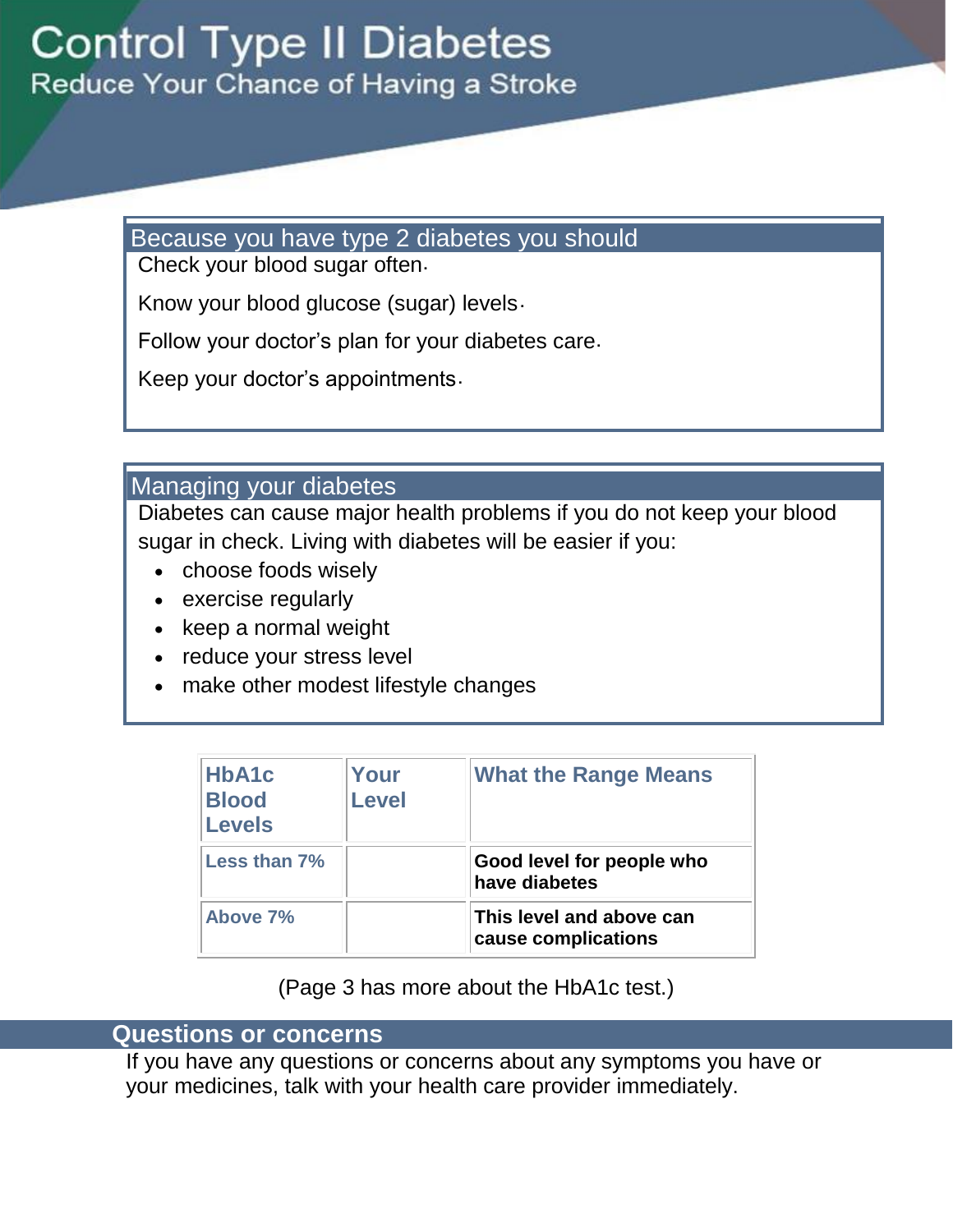# Control Type II Diabetes

## Reduce Your Chance of Having a Stroke

### Because you have type 2 diabetes you should

Check your blood sugar often.

Know your blood glucose (sugar) levels.

Follow your doctor's plan for your diabetes care.

Keep your doctor's appointments.

### Managing your diabetes

Diabetes can cause major health problems if you do not keep your blood sugar in check. Living with diabetes will be easier if you:

- choose foods wisely
- exercise regularly
- keep a normal weight
- reduce your stress level
- make other modest lifestyle changes

| HbA1c Blood Levels | Your Level | What the Range Means |
| --- | --- | --- |
| Less than 7% | | **Good level for people who have diabetes** |
| Above 7% | | **This level and above can cause complications** |

(Page 3 has more about the HbA1c test.)

### Questions or concerns

If you have any questions or concerns about any symptoms you have or your medicines, talk with your health care provider immediately.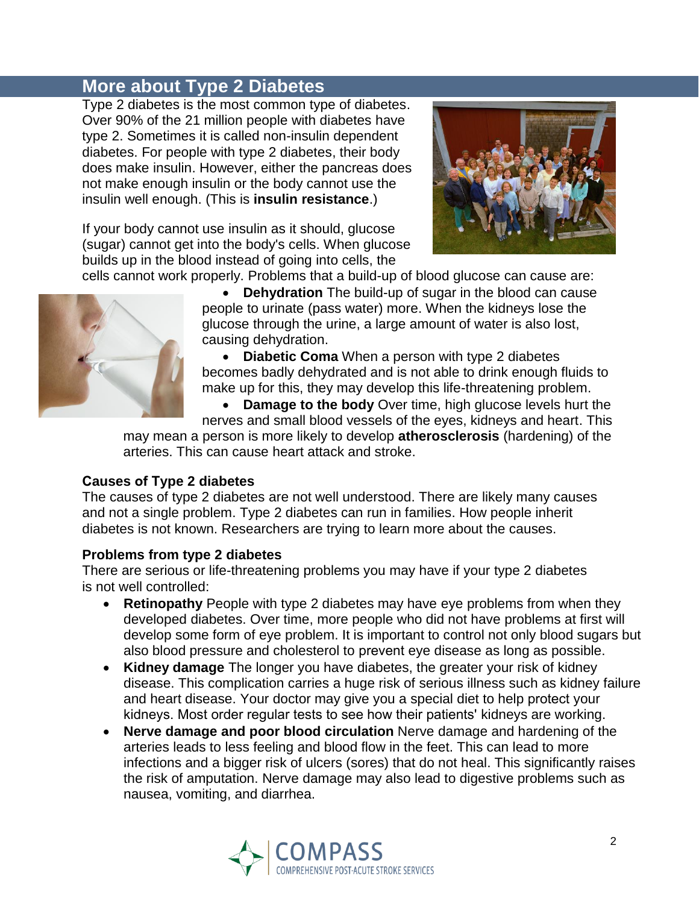## More about Type 2 Diabetes

Type 2 diabetes is the most common type of diabetes. Over 90% of the 21 million people with diabetes have type 2. Sometimes it is called non-insulin dependent diabetes. For people with type 2 diabetes, their body does make insulin. However, either the pancreas does not make enough insulin or the body cannot use the insulin well enough. (This is **insulin resistance**.)

If your body cannot use insulin as it should, glucose (sugar) cannot get into the body's cells. When glucose builds up in the blood instead of going into cells, the cells cannot work properly. Problems that a build-up of blood glucose can cause are:

- **Dehydration** The build-up of sugar in the blood can cause people to urinate (pass water) more. When the kidneys lose the glucose through the urine, a large amount of water is also lost, causing dehydration.
- **Diabetic Coma** When a person with type 2 diabetes becomes badly dehydrated and is not able to drink enough fluids to make up for this, they may develop this life-threatening problem.
- **Damage to the body** Over time, high glucose levels hurt the nerves and small blood vessels of the eyes, kidneys and heart. This may mean a person is more likely to develop **atherosclerosis** (hardening) of the arteries. This can cause heart attack and stroke.

**Causes of Type 2 diabetes**

The causes of type 2 diabetes are not well understood. There are likely many causes and not a single problem. Type 2 diabetes can run in families. How people inherit diabetes is not known. Researchers are trying to learn more about the causes.

**Problems from type 2 diabetes**

There are serious or life-threatening problems you may have if your type 2 diabetes is not well controlled:

- **Retinopathy** People with type 2 diabetes may have eye problems from when they developed diabetes. Over time, more people who did not have problems at first will develop some form of eye problem. It is important to control not only blood sugars but also blood pressure and cholesterol to prevent eye disease as long as possible.
- **Kidney damage** The longer you have diabetes, the greater your risk of kidney disease. This complication carries a huge risk of serious illness such as kidney failure and heart disease. Your doctor may give you a special diet to help protect your kidneys. Most order regular tests to see how their patients' kidneys are working.
- **Nerve damage and poor blood circulation** Nerve damage and hardening of the arteries leads to less feeling and blood flow in the feet. This can lead to more infections and a bigger risk of ulcers (sores) that do not heal. This significantly raises the risk of amputation. Nerve damage may also lead to digestive problems such as nausea, vomiting, and diarrhea.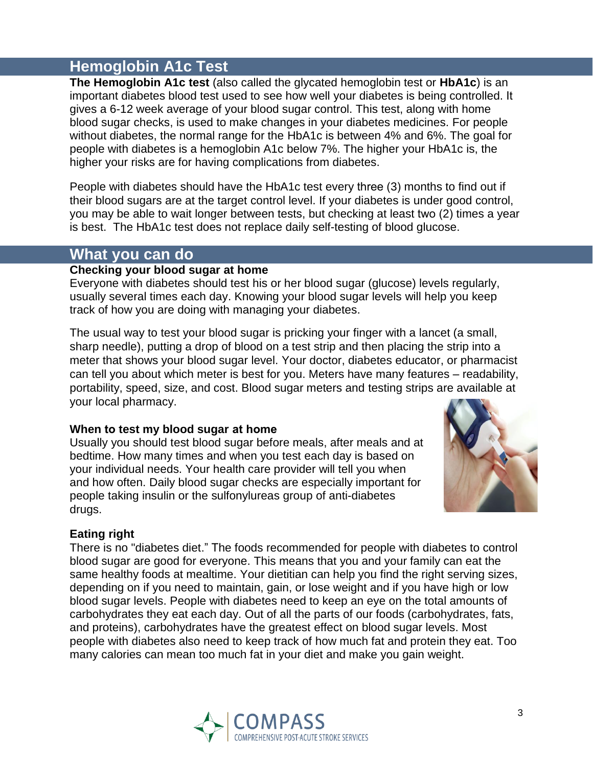## Hemoglobin A1c Test

**The Hemoglobin A1c test** (also called the glycated hemoglobin test or **HbA1c**) is an important diabetes blood test used to see how well your diabetes is being controlled. It gives a 6-12 week average of your blood sugar control. This test, along with home blood sugar checks, is used to make changes in your diabetes medicines. For people without diabetes, the normal range for the HbA1c is between 4% and 6%. The goal for people with diabetes is a hemoglobin A1c below 7%. The higher your HbA1c is, the higher your risks are for having complications from diabetes.

People with diabetes should have the HbA1c test every three (3) months to find out if their blood sugars are at the target control level. If your diabetes is under good control, you may be able to wait longer between tests, but checking at least two (2) times a year is best. The HbA1c test does not replace daily self-testing of blood glucose.

## What you can do

**Checking your blood sugar at home**

Everyone with diabetes should test his or her blood sugar (glucose) levels regularly, usually several times each day. Knowing your blood sugar levels will help you keep track of how you are doing with managing your diabetes.

The usual way to test your blood sugar is pricking your finger with a lancet (a small, sharp needle), putting a drop of blood on a test strip and then placing the strip into a meter that shows your blood sugar level. Your doctor, diabetes educator, or pharmacist can tell you about which meter is best for you. Meters have many features – readability, portability, speed, size, and cost. Blood sugar meters and testing strips are available at your local pharmacy.

**When to test my blood sugar at home**

Usually you should test blood sugar before meals, after meals and at bedtime. How many times and when you test each day is based on your individual needs. Your health care provider will tell you when and how often. Daily blood sugar checks are especially important for people taking insulin or the sulfonylureas group of anti-diabetes drugs.

**Eating right**

There is no "diabetes diet." The foods recommended for people with diabetes to control blood sugar are good for everyone. This means that you and your family can eat the same healthy foods at mealtime. Your dietitian can help you find the right serving sizes, depending on if you need to maintain, gain, or lose weight and if you have high or low blood sugar levels. People with diabetes need to keep an eye on the total amounts of carbohydrates they eat each day. Out of all the parts of our foods (carbohydrates, fats, and proteins), carbohydrates have the greatest effect on blood sugar levels. Most people with diabetes also need to keep track of how much fat and protein they eat. Too many calories can mean too much fat in your diet and make you gain weight.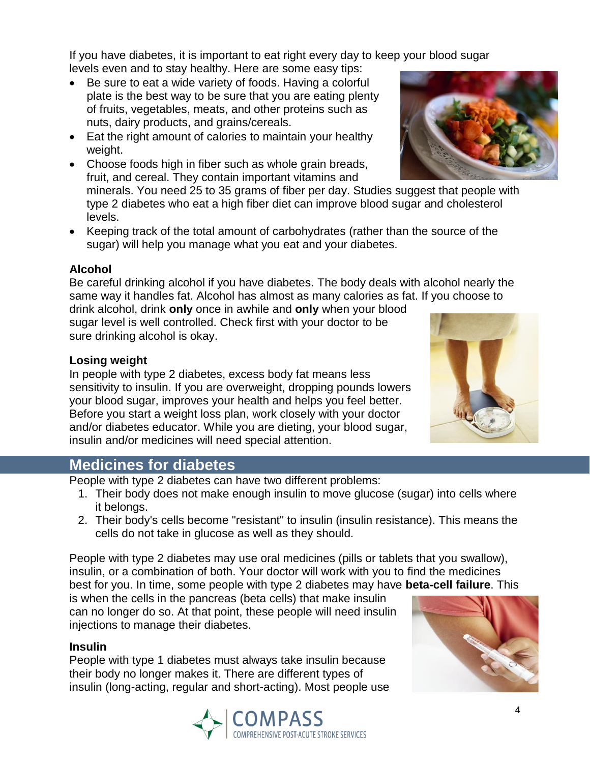If you have diabetes, it is important to eat right every day to keep your blood sugar levels even and to stay healthy. Here are some easy tips:

- Be sure to eat a wide variety of foods. Having a colorful plate is the best way to be sure that you are eating plenty of fruits, vegetables, meats, and other proteins such as nuts, dairy products, and grains/cereals.
- Eat the right amount of calories to maintain your healthy weight.
- Choose foods high in fiber such as whole grain breads, fruit, and cereal. They contain important vitamins and minerals. You need 25 to 35 grams of fiber per day. Studies suggest that people with type 2 diabetes who eat a high fiber diet can improve blood sugar and cholesterol levels.
- Keeping track of the total amount of carbohydrates (rather than the source of the sugar) will help you manage what you eat and your diabetes.

### Alcohol

Be careful drinking alcohol if you have diabetes. The body deals with alcohol nearly the same way it handles fat. Alcohol has almost as many calories as fat. If you choose to drink alcohol, drink **only** once in awhile and **only** when your blood sugar level is well controlled. Check first with your doctor to be sure drinking alcohol is okay.

### Losing weight

In people with type 2 diabetes, excess body fat means less sensitivity to insulin. If you are overweight, dropping pounds lowers your blood sugar, improves your health and helps you feel better. Before you start a weight loss plan, work closely with your doctor and/or diabetes educator. While you are dieting, your blood sugar, insulin and/or medicines will need special attention.

## Medicines for diabetes

People with type 2 diabetes can have two different problems:

1. Their body does not make enough insulin to move glucose (sugar) into cells where it belongs.
2. Their body's cells become "resistant" to insulin (insulin resistance). This means the cells do not take in glucose as well as they should.

People with type 2 diabetes may use oral medicines (pills or tablets that you swallow), insulin, or a combination of both. Your doctor will work with you to find the medicines best for you. In time, some people with type 2 diabetes may have **beta-cell failure**. This is when the cells in the pancreas (beta cells) that make insulin can no longer do so. At that point, these people will need insulin injections to manage their diabetes.

### Insulin

People with type 1 diabetes must always take insulin because their body no longer makes it. There are different types of insulin (long-acting, regular and short-acting). Most people use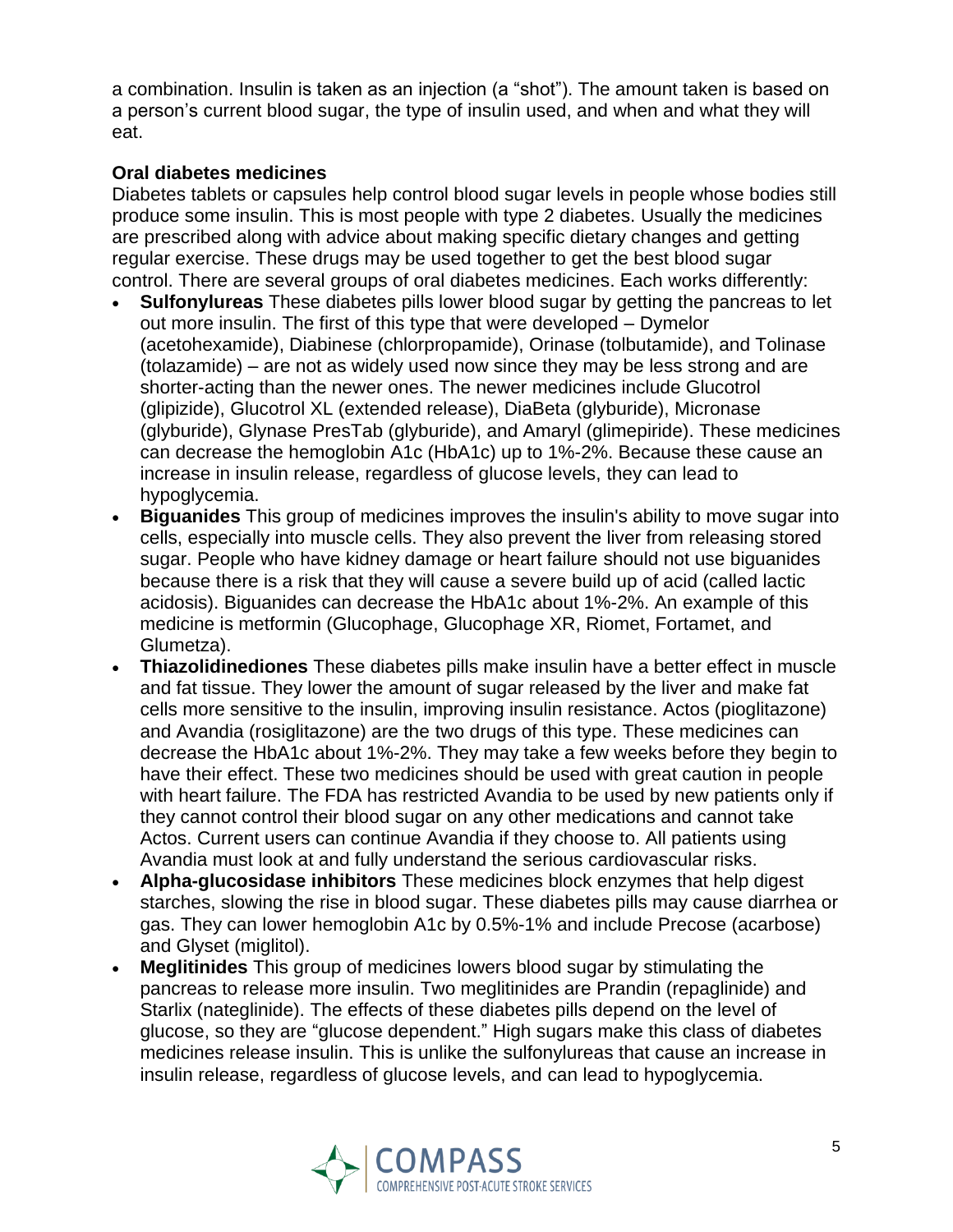a combination. Insulin is taken as an injection (a "shot"). The amount taken is based on a person's current blood sugar, the type of insulin used, and when and what they will eat.

**Oral diabetes medicines**

Diabetes tablets or capsules help control blood sugar levels in people whose bodies still produce some insulin. This is most people with type 2 diabetes. Usually the medicines are prescribed along with advice about making specific dietary changes and getting regular exercise. These drugs may be used together to get the best blood sugar control. There are several groups of oral diabetes medicines. Each works differently:

- **Sulfonylureas** These diabetes pills lower blood sugar by getting the pancreas to let out more insulin. The first of this type that were developed – Dymelor (acetohexamide), Diabinese (chlorpropamide), Orinase (tolbutamide), and Tolinase (tolazamide) – are not as widely used now since they may be less strong and are shorter-acting than the newer ones. The newer medicines include Glucotrol (glipizide), Glucotrol XL (extended release), DiaBeta (glyburide), Micronase (glyburide), Glynase PresTab (glyburide), and Amaryl (glimepiride). These medicines can decrease the hemoglobin A1c (HbA1c) up to 1%-2%. Because these cause an increase in insulin release, regardless of glucose levels, they can lead to hypoglycemia.
- **Biguanides** This group of medicines improves the insulin's ability to move sugar into cells, especially into muscle cells. They also prevent the liver from releasing stored sugar. People who have kidney damage or heart failure should not use biguanides because there is a risk that they will cause a severe build up of acid (called lactic acidosis). Biguanides can decrease the HbA1c about 1%-2%. An example of this medicine is metformin (Glucophage, Glucophage XR, Riomet, Fortamet, and Glumetza).
- **Thiazolidinediones** These diabetes pills make insulin have a better effect in muscle and fat tissue. They lower the amount of sugar released by the liver and make fat cells more sensitive to the insulin, improving insulin resistance. Actos (pioglitazone) and Avandia (rosiglitazone) are the two drugs of this type. These medicines can decrease the HbA1c about 1%-2%. They may take a few weeks before they begin to have their effect. These two medicines should be used with great caution in people with heart failure. The FDA has restricted Avandia to be used by new patients only if they cannot control their blood sugar on any other medications and cannot take Actos. Current users can continue Avandia if they choose to. All patients using Avandia must look at and fully understand the serious cardiovascular risks.
- **Alpha-glucosidase inhibitors** These medicines block enzymes that help digest starches, slowing the rise in blood sugar. These diabetes pills may cause diarrhea or gas. They can lower hemoglobin A1c by 0.5%-1% and include Precose (acarbose) and Glyset (miglitol).
- **Meglitinides** This group of medicines lowers blood sugar by stimulating the pancreas to release more insulin. Two meglitinides are Prandin (repaglinide) and Starlix (nateglinide). The effects of these diabetes pills depend on the level of glucose, so they are "glucose dependent." High sugars make this class of diabetes medicines release insulin. This is unlike the sulfonylureas that cause an increase in insulin release, regardless of glucose levels, and can lead to hypoglycemia.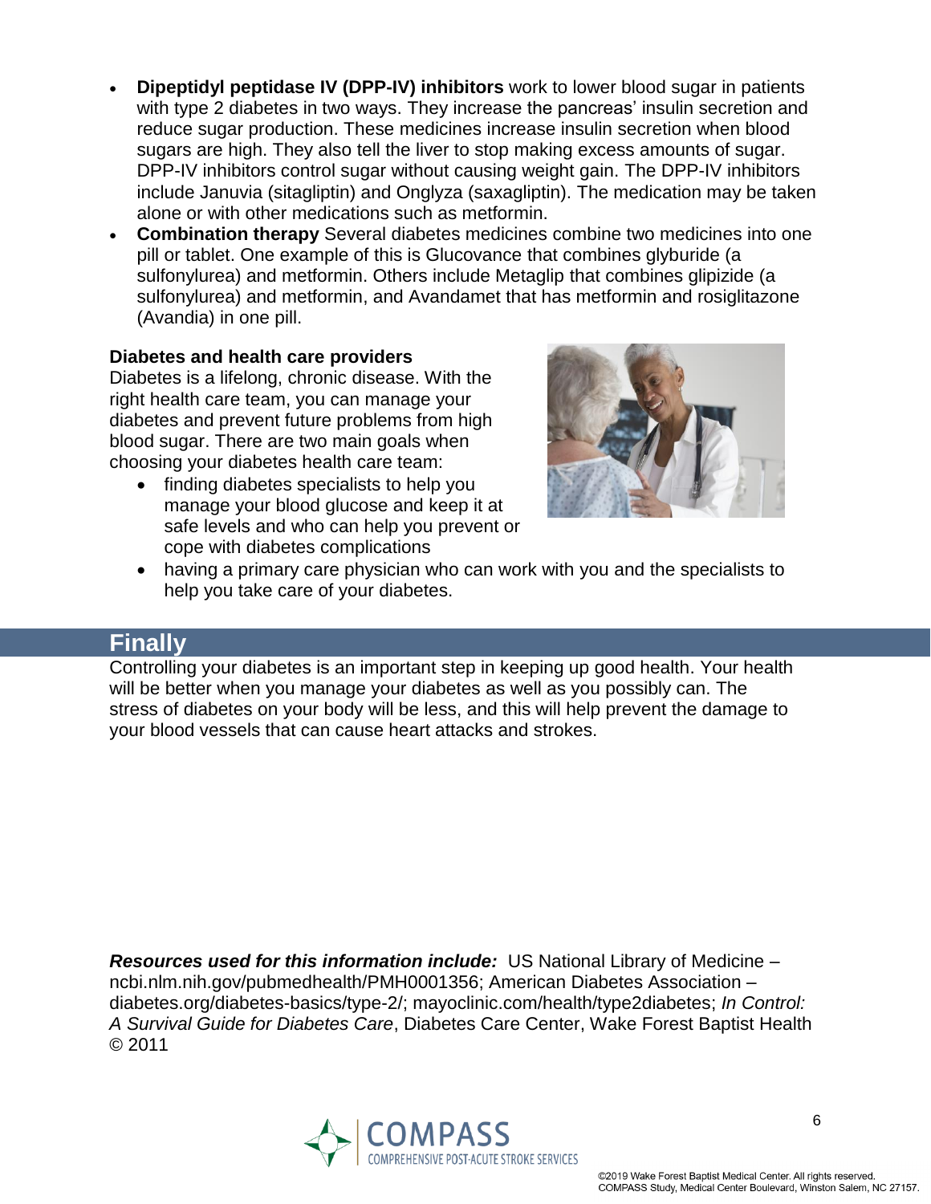- **Dipeptidyl peptidase IV (DPP-IV) inhibitors** work to lower blood sugar in patients with type 2 diabetes in two ways. They increase the pancreas' insulin secretion and reduce sugar production. These medicines increase insulin secretion when blood sugars are high. They also tell the liver to stop making excess amounts of sugar. DPP-IV inhibitors control sugar without causing weight gain. The DPP-IV inhibitors include Januvia (sitagliptin) and Onglyza (saxagliptin). The medication may be taken alone or with other medications such as metformin.
- **Combination therapy** Several diabetes medicines combine two medicines into one pill or tablet. One example of this is Glucovance that combines glyburide (a sulfonylurea) and metformin. Others include Metaglip that combines glipizide (a sulfonylurea) and metformin, and Avandamet that has metformin and rosiglitazone (Avandia) in one pill.

**Diabetes and health care providers**

Diabetes is a lifelong, chronic disease. With the right health care team, you can manage your diabetes and prevent future problems from high blood sugar. There are two main goals when choosing your diabetes health care team:

- finding diabetes specialists to help you manage your blood glucose and keep it at safe levels and who can help you prevent or cope with diabetes complications
- having a primary care physician who can work with you and the specialists to help you take care of your diabetes.

## Finally

Controlling your diabetes is an important step in keeping up good health. Your health will be better when you manage your diabetes as well as you possibly can. The stress of diabetes on your body will be less, and this will help prevent the damage to your blood vessels that can cause heart attacks and strokes.

***Resources used for this information include:*** US National Library of Medicine – ncbi.nlm.nih.gov/pubmedhealth/PMH0001356; American Diabetes Association – diabetes.org/diabetes-basics/type-2/; mayoclinic.com/health/type2diabetes; *In Control: A Survival Guide for Diabetes Care*, Diabetes Care Center, Wake Forest Baptist Health © 2011

COMPASS
COMPREHENSIVE POST-ACUTE STROKE SERVICES

©2019 Wake Forest Baptist Medical Center. All rights reserved.
COMPASS Study, Medical Center Boulevard, Winston Salem, NC 27157.